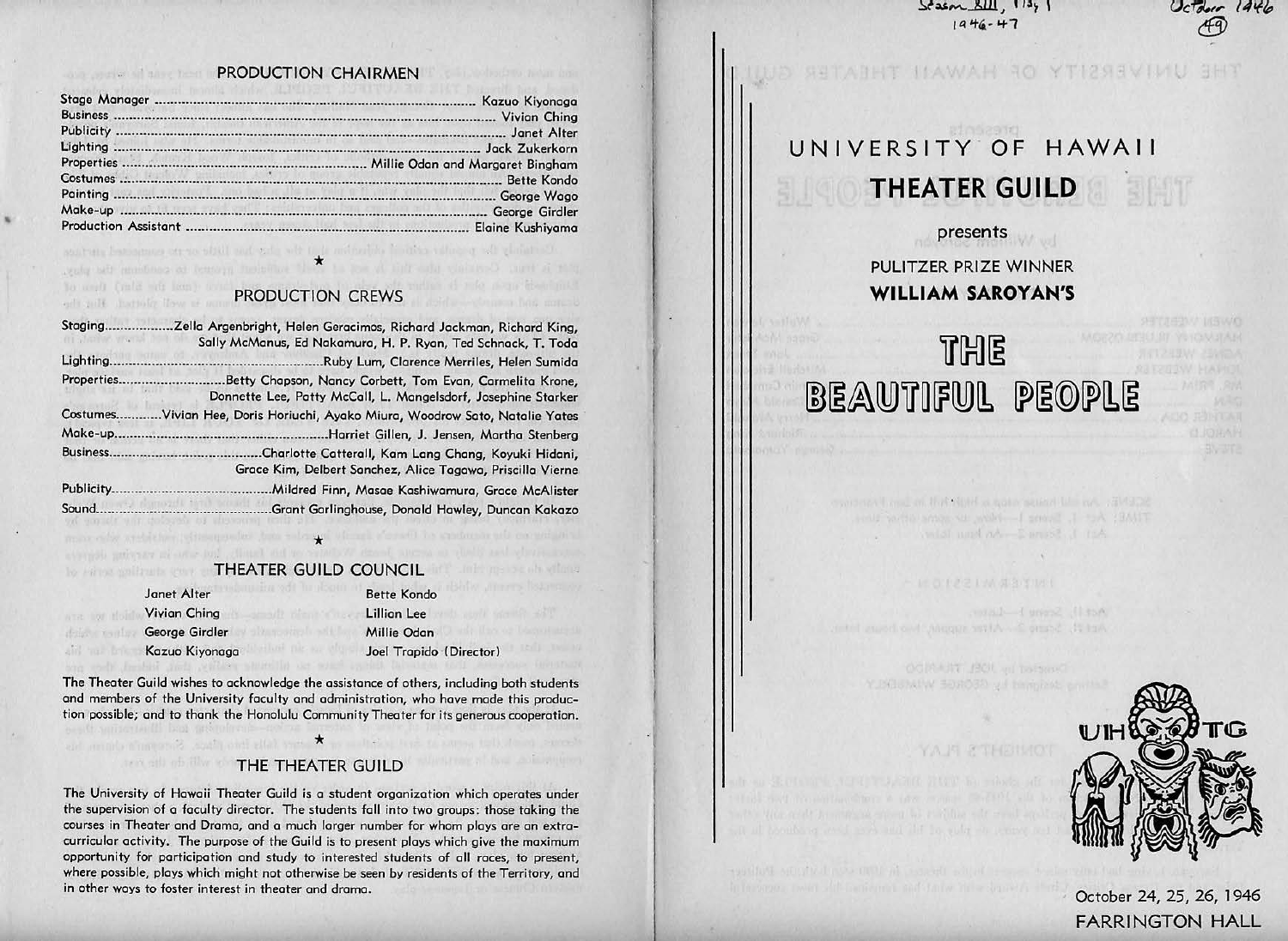## PRODUCTION CHAIRMEN

| | |
|---|---|
| Stage Manager | Kazuo Kiyonaga |
| Business | Vivian Ching |
| Publicity | Janet Alter |
| Lighting | Jack Zukerkorn |
| Properties | Millie Odan and Margaret Bingham |
| Costumes | Bette Kondo |
| Painting | George Wago |
| Make-up | George Girdler |
| Production Assistant | Elaine Kushiyama |

★

## PRODUCTION CREWS

| | |
|---|---|
| Staging | Zella Argenbright, Helen Geracimos, Richard Jackman, Richard King, Sally McManus, Ed Nakamura, H. P. Ryan, Ted Schnack, T. Toda |
| Lighting | Ruby Lum, Clarence Merriles, Helen Sumida |
| Properties | Betty Chapson, Nancy Corbett, Tom Evan, Carmelita Krone, Donnette Lee, Patty McCall, L. Mangelsdorf, Josephine Starker |
| Costumes | Vivian Hee, Doris Horiuchi, Ayako Miura, Woodrow Sato, Natalie Yates |
| Make-up | Harriet Gillen, J. Jensen, Martha Stenberg |
| Business | Charlotte Catterall, Kam Lang Chang, Koyuki Hidani, Grace Kim, Delbert Sanchez, Alice Tagawa, Priscilla Vierne |
| Publicity | Mildred Finn, Masae Kashiwamura, Grace McAlister |
| Sound | Grant Garlinghouse, Donald Hawley, Duncan Kakazo |

★

## THEATER GUILD COUNCIL

| | |
|---|---|
| Janet Alter | Bette Kondo |
| Vivian Ching | Lillian Lee |
| George Girdler | Millie Odan |
| Kazuo Kiyonaga | Joel Trapido (Director) |

The Theater Guild wishes to acknowledge the assistance of others, including both students and members of the University faculty and administration, who have made this production possible; and to thank the Honolulu Community Theater for its generous cooperation.

★

## THE THEATER GUILD

The University of Hawaii Theater Guild is a student organization which operates under the supervision of a faculty director. The students fall into two groups: those taking the courses in Theater and Drama, and a much larger number for whom plays are an extracurricular activity. The purpose of the Guild is to present plays which give the maximum opportunity for participation and study to interested students of all races, to present, where possible, plays which might not otherwise be seen by residents of the Territory, and in other ways to foster interest in theater and drama.

Season XXIII, 1946-47

October 1946

(49)

# UNIVERSITY OF HAWAII THEATER GUILD

presents

PULITZER PRIZE WINNER

**WILLIAM SAROYAN'S**

# THE BEAUTIFUL PEOPLE

UHTG

October 24, 25, 26, 1946

FARRINGTON HALL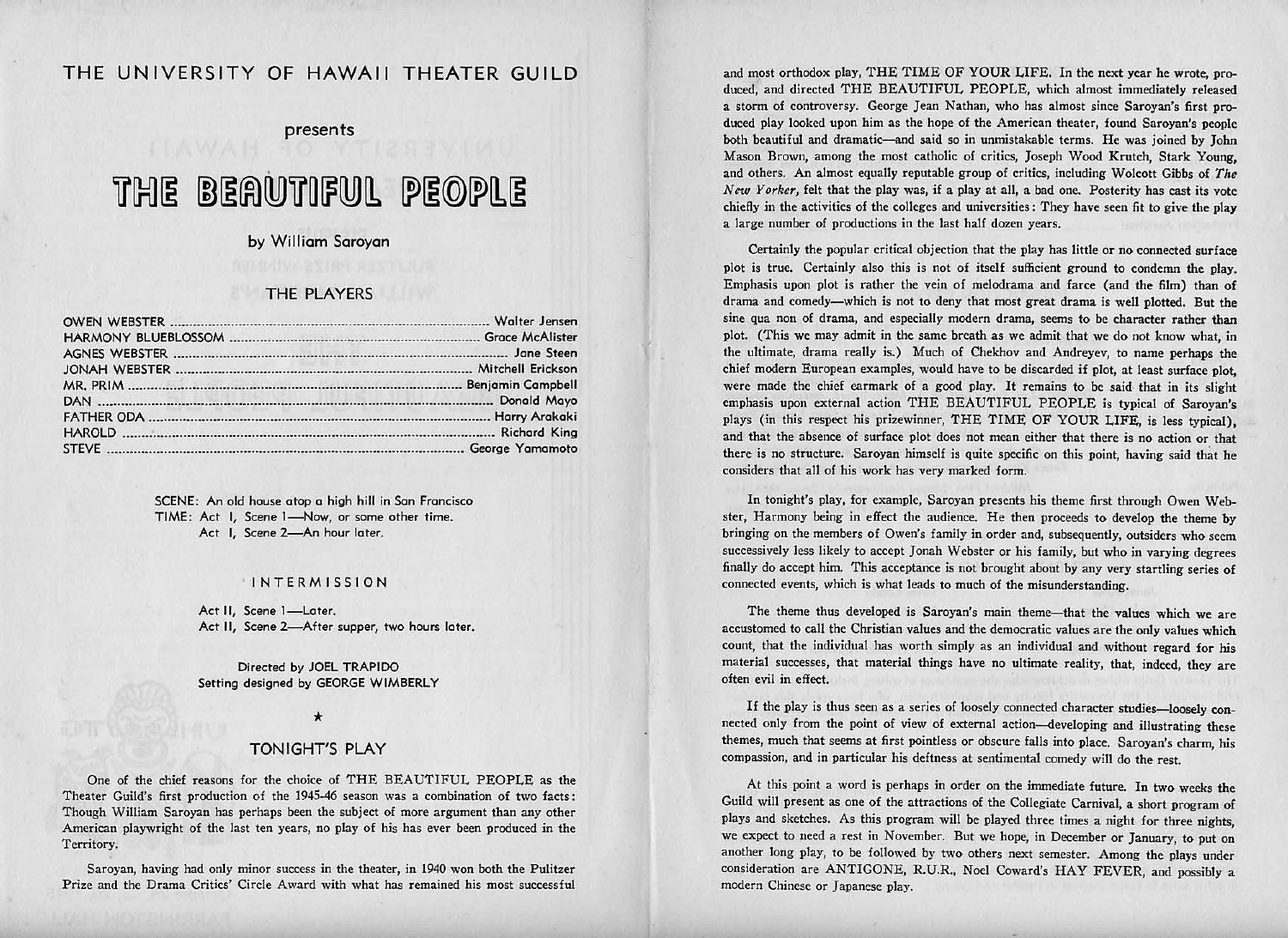## THE UNIVERSITY OF HAWAII THEATER GUILD

presents

# THE BEAUTIFUL PEOPLE

by William Saroyan

### THE PLAYERS

| | |
|---|---|
| OWEN WEBSTER | Walter Jensen |
| HARMONY BLUEBLOSSOM | Grace McAlister |
| AGNES WEBSTER | Jane Steen |
| JONAH WEBSTER | Mitchell Erickson |
| MR. PRIM | Benjamin Campbell |
| DAN | Donald Mayo |
| FATHER ODA | Harry Arakaki |
| HAROLD | Richard King |
| STEVE | George Yamamoto |

SCENE: An old house atop a high hill in San Francisco

TIME: Act I, Scene 1—Now, or some other time.
Act I, Scene 2—An hour later.

INTERMISSION

Act II, Scene 1—Later.
Act II, Scene 2—After supper, two hours later.

Directed by JOEL TRAPIDO
Setting designed by GEORGE WIMBERLY

★

### TONIGHT'S PLAY

One of the chief reasons for the choice of THE BEAUTIFUL PEOPLE as the Theater Guild's first production of the 1945-46 season was a combination of two facts: Though William Saroyan has perhaps been the subject of more argument than any other American playwright of the last ten years, no play of his has ever been produced in the Territory.

Saroyan, having had only minor success in the theater, in 1940 won both the Pulitzer Prize and the Drama Critics' Circle Award with what has remained his most successful and most orthodox play, THE TIME OF YOUR LIFE. In the next year he wrote, produced, and directed THE BEAUTIFUL PEOPLE, which almost immediately released a storm of controversy. George Jean Nathan, who has almost since Saroyan's first produced play looked upon him as the hope of the American theater, found Saroyan's people both beautiful and dramatic—and said so in unmistakable terms. He was joined by John Mason Brown, among the most catholic of critics, Joseph Wood Krutch, Stark Young, and others. An almost equally reputable group of critics, including Wolcott Gibbs of *The New Yorker*, felt that the play was, if a play at all, a bad one. Posterity has cast its vote chiefly in the activities of the colleges and universities: They have seen fit to give the play a large number of productions in the last half dozen years.

Certainly the popular critical objection that the play has little or no connected surface plot is true. Certainly also this is not of itself sufficient ground to condemn the play. Emphasis upon plot is rather the vein of melodrama and farce (and the film) than of drama and comedy—which is not to deny that most great drama is well plotted. But the sine qua non of drama, and especially modern drama, seems to be character rather than plot. (This we may admit in the same breath as we admit that we do not know what, in the ultimate, drama really is.) Much of Chekhov and Andreyev, to name perhaps the chief modern European examples, would have to be discarded if plot, at least surface plot, were made the chief earmark of a good play. It remains to be said that in its slight emphasis upon external action THE BEAUTIFUL PEOPLE is typical of Saroyan's plays (in this respect his prizewinner, THE TIME OF YOUR LIFE, is less typical), and that the absence of surface plot does not mean either that there is no action or that there is no structure. Saroyan himself is quite specific on this point, having said that he considers that all of his work has very marked form.

In tonight's play, for example, Saroyan presents his theme first through Owen Webster, Harmony being in effect the audience. He then proceeds to develop the theme by bringing on the members of Owen's family in order and, subsequently, outsiders who seem successively less likely to accept Jonah Webster or his family, but who in varying degrees finally do accept him. This acceptance is not brought about by any very startling series of connected events, which is what leads to much of the misunderstanding.

The theme thus developed is Saroyan's main theme—that the values which we are accustomed to call the Christian values and the democratic values are the only values which count, that the individual has worth simply as an individual and without regard for his material successes, that material things have no ultimate reality, that, indeed, they are often evil in effect.

If the play is thus seen as a series of loosely connected character studies—loosely connected only from the point of view of external action—developing and illustrating these themes, much that seems at first pointless or obscure falls into place. Saroyan's charm, his compassion, and in particular his deftness at sentimental comedy will do the rest.

At this point a word is perhaps in order on the immediate future. In two weeks the Guild will present as one of the attractions of the Collegiate Carnival, a short program of plays and sketches. As this program will be played three times a night for three nights, we expect to need a rest in November. But we hope, in December or January, to put on another long play, to be followed by two others next semester. Among the plays under consideration are ANTIGONE, R.U.R., Noel Coward's HAY FEVER, and possibly a modern Chinese or Japanese play.